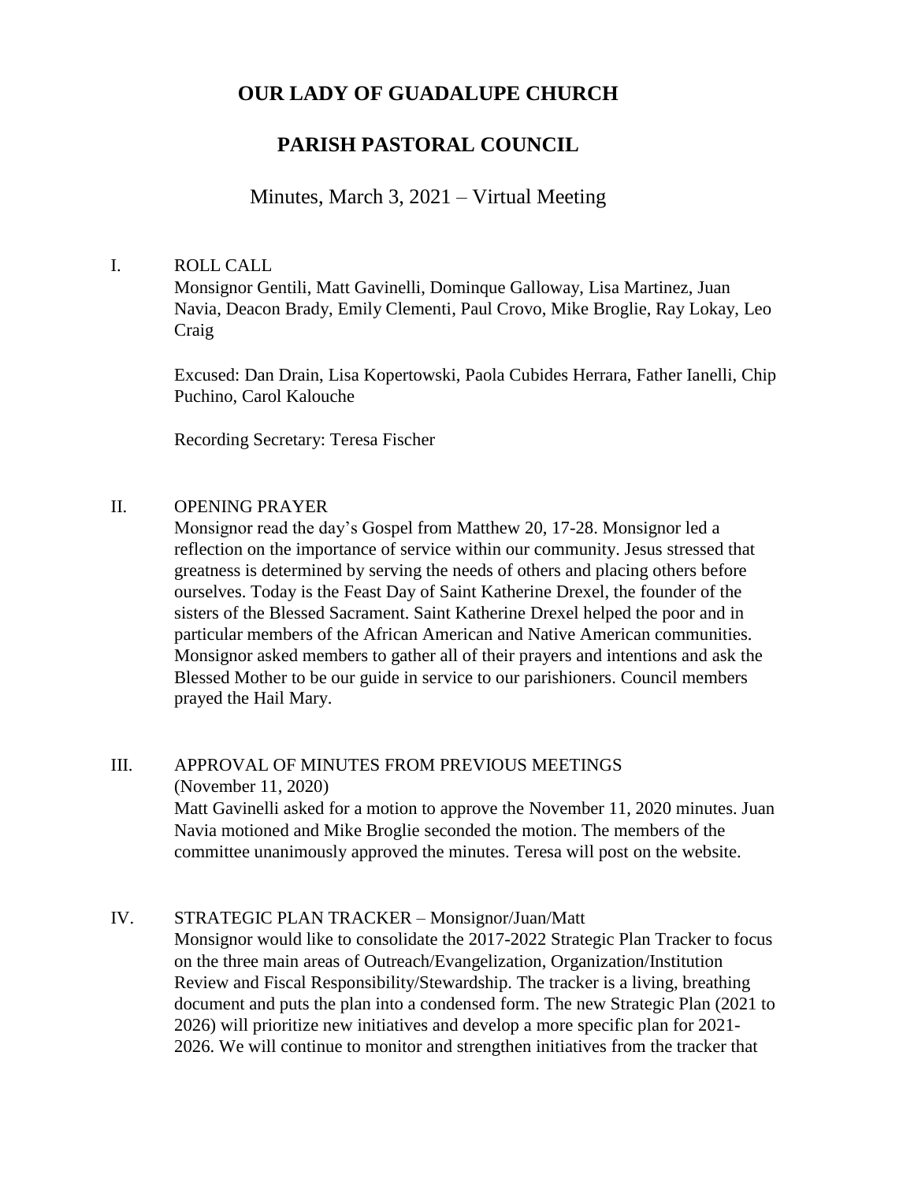# OUR LADY OF GUADALUPE CHURCH

## PARISH PASTORAL COUNCIL

Minutes, March 3, 2021 – Virtual Meeting

I. ROLL CALL

Monsignor Gentili, Matt Gavinelli, Dominque Galloway, Lisa Martinez, Juan Navia, Deacon Brady, Emily Clementi, Paul Crovo, Mike Broglie, Ray Lokay, Leo Craig

Excused: Dan Drain, Lisa Kopertowski, Paola Cubides Herrara, Father Ianelli, Chip Puchino, Carol Kalouche

Recording Secretary: Teresa Fischer

II. OPENING PRAYER

Monsignor read the day's Gospel from Matthew 20, 17-28. Monsignor led a reflection on the importance of service within our community. Jesus stressed that greatness is determined by serving the needs of others and placing others before ourselves. Today is the Feast Day of Saint Katherine Drexel, the founder of the sisters of the Blessed Sacrament. Saint Katherine Drexel helped the poor and in particular members of the African American and Native American communities. Monsignor asked members to gather all of their prayers and intentions and ask the Blessed Mother to be our guide in service to our parishioners. Council members prayed the Hail Mary.

III. APPROVAL OF MINUTES FROM PREVIOUS MEETINGS (November 11, 2020)

Matt Gavinelli asked for a motion to approve the November 11, 2020 minutes. Juan Navia motioned and Mike Broglie seconded the motion. The members of the committee unanimously approved the minutes. Teresa will post on the website.

IV. STRATEGIC PLAN TRACKER – Monsignor/Juan/Matt

Monsignor would like to consolidate the 2017-2022 Strategic Plan Tracker to focus on the three main areas of Outreach/Evangelization, Organization/Institution Review and Fiscal Responsibility/Stewardship. The tracker is a living, breathing document and puts the plan into a condensed form. The new Strategic Plan (2021 to 2026) will prioritize new initiatives and develop a more specific plan for 2021-2026. We will continue to monitor and strengthen initiatives from the tracker that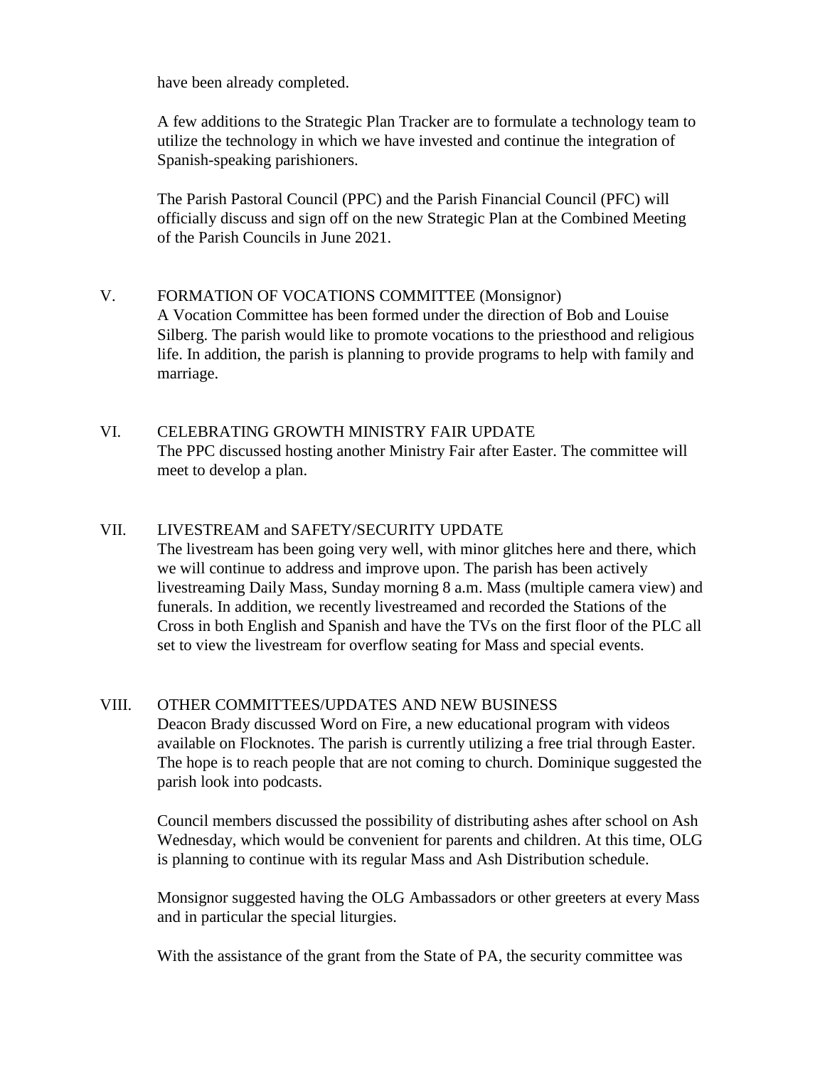have been already completed.

A few additions to the Strategic Plan Tracker are to formulate a technology team to utilize the technology in which we have invested and continue the integration of Spanish-speaking parishioners.

The Parish Pastoral Council (PPC) and the Parish Financial Council (PFC) will officially discuss and sign off on the new Strategic Plan at the Combined Meeting of the Parish Councils in June 2021.

## V. FORMATION OF VOCATIONS COMMITTEE (Monsignor)

A Vocation Committee has been formed under the direction of Bob and Louise Silberg. The parish would like to promote vocations to the priesthood and religious life. In addition, the parish is planning to provide programs to help with family and marriage.

## VI. CELEBRATING GROWTH MINISTRY FAIR UPDATE

The PPC discussed hosting another Ministry Fair after Easter. The committee will meet to develop a plan.

## VII. LIVESTREAM and SAFETY/SECURITY UPDATE

The livestream has been going very well, with minor glitches here and there, which we will continue to address and improve upon. The parish has been actively livestreaming Daily Mass, Sunday morning 8 a.m. Mass (multiple camera view) and funerals. In addition, we recently livestreamed and recorded the Stations of the Cross in both English and Spanish and have the TVs on the first floor of the PLC all set to view the livestream for overflow seating for Mass and special events.

## VIII. OTHER COMMITTEES/UPDATES AND NEW BUSINESS

Deacon Brady discussed Word on Fire, a new educational program with videos available on Flocknotes. The parish is currently utilizing a free trial through Easter. The hope is to reach people that are not coming to church. Dominique suggested the parish look into podcasts.

Council members discussed the possibility of distributing ashes after school on Ash Wednesday, which would be convenient for parents and children. At this time, OLG is planning to continue with its regular Mass and Ash Distribution schedule.

Monsignor suggested having the OLG Ambassadors or other greeters at every Mass and in particular the special liturgies.

With the assistance of the grant from the State of PA, the security committee was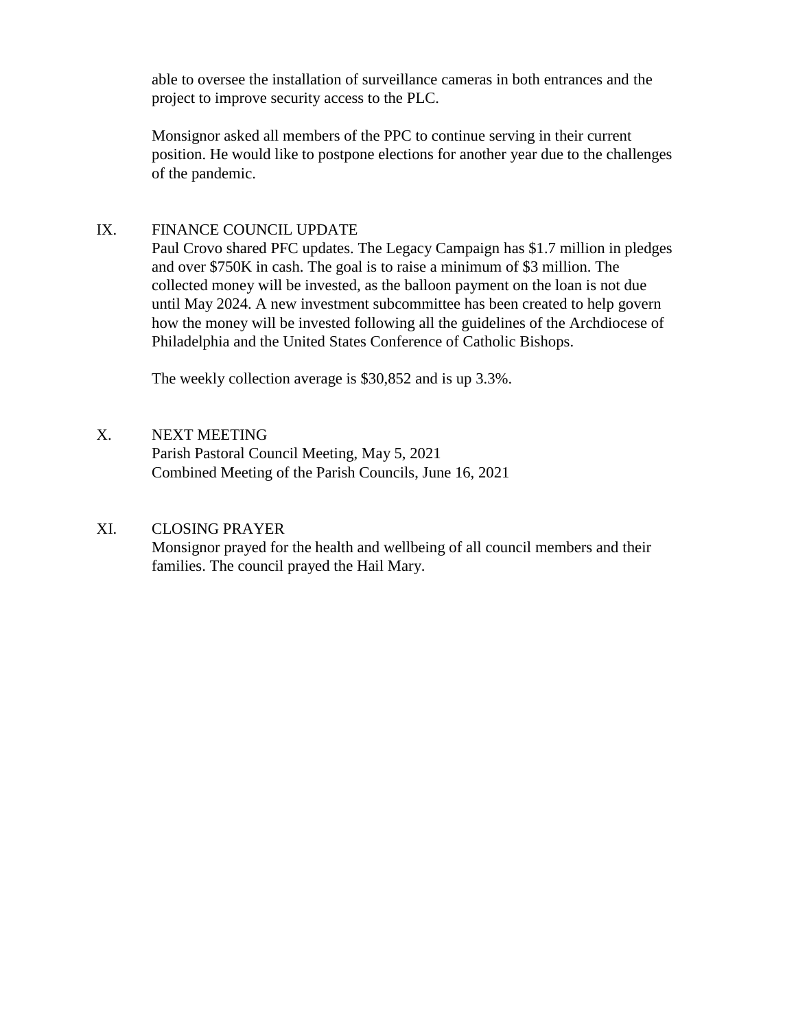able to oversee the installation of surveillance cameras in both entrances and the project to improve security access to the PLC.

Monsignor asked all members of the PPC to continue serving in their current position. He would like to postpone elections for another year due to the challenges of the pandemic.

IX. FINANCE COUNCIL UPDATE

Paul Crovo shared PFC updates. The Legacy Campaign has $1.7 million in pledges and over $750K in cash. The goal is to raise a minimum of $3 million. The collected money will be invested, as the balloon payment on the loan is not due until May 2024. A new investment subcommittee has been created to help govern how the money will be invested following all the guidelines of the Archdiocese of Philadelphia and the United States Conference of Catholic Bishops.

The weekly collection average is $30,852 and is up 3.3%.

X. NEXT MEETING

Parish Pastoral Council Meeting, May 5, 2021
Combined Meeting of the Parish Councils, June 16, 2021

XI. CLOSING PRAYER

Monsignor prayed for the health and wellbeing of all council members and their families. The council prayed the Hail Mary.